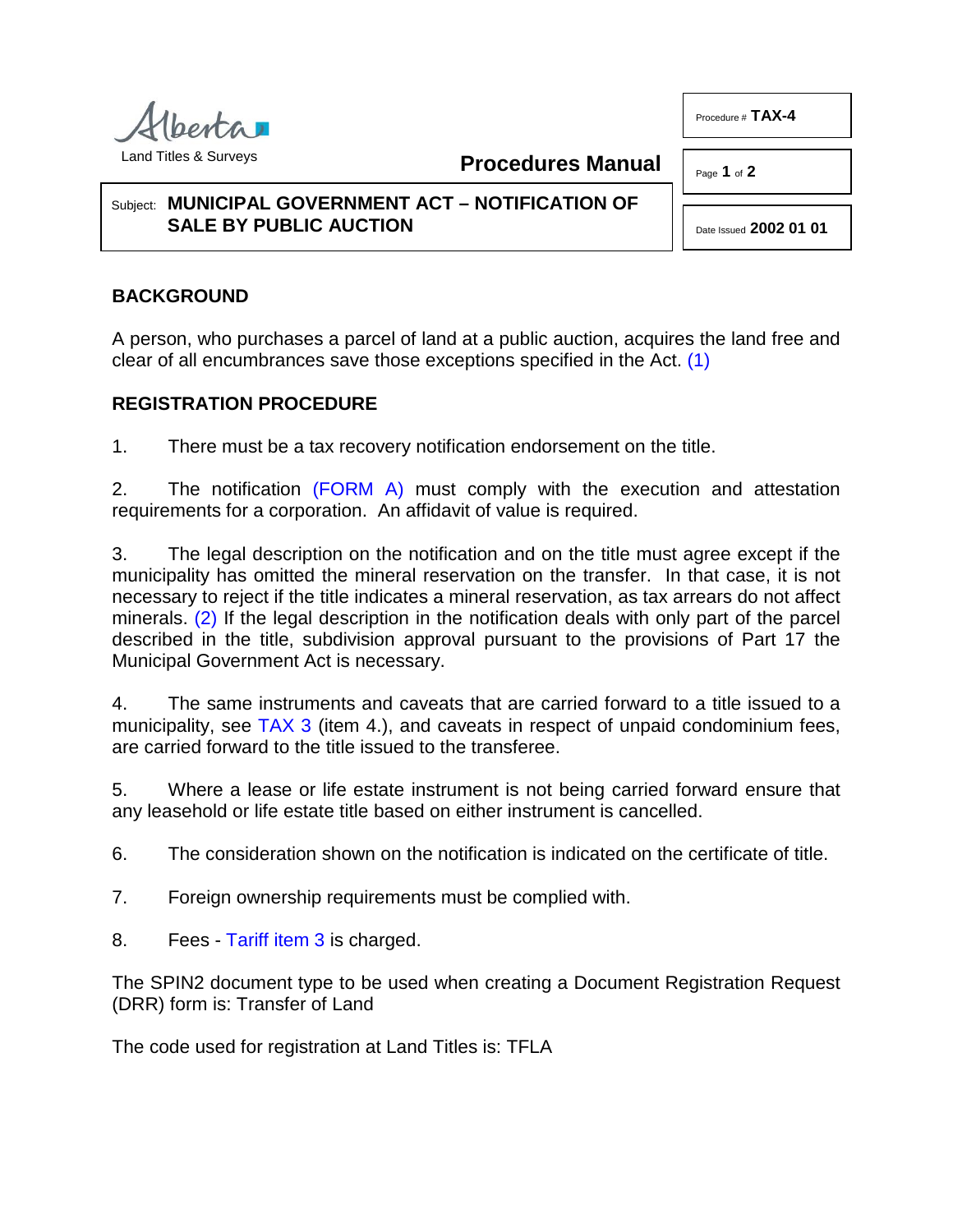Alberta
Land Titles & Surveys

**Procedures Manual**

Procedure # **TAX-4**

Date Issued **2002 01 01**

Subject: **MUNICIPAL GOVERNMENT ACT – NOTIFICATION OF SALE BY PUBLIC AUCTION**

## BACKGROUND

A person, who purchases a parcel of land at a public auction, acquires the land free and clear of all encumbrances save those exceptions specified in the Act. (1)

## REGISTRATION PROCEDURE

1. There must be a tax recovery notification endorsement on the title.

2. The notification (FORM A) must comply with the execution and attestation requirements for a corporation. An affidavit of value is required.

3. The legal description on the notification and on the title must agree except if the municipality has omitted the mineral reservation on the transfer. In that case, it is not necessary to reject if the title indicates a mineral reservation, as tax arrears do not affect minerals. (2) If the legal description in the notification deals with only part of the parcel described in the title, subdivision approval pursuant to the provisions of Part 17 the Municipal Government Act is necessary.

4. The same instruments and caveats that are carried forward to a title issued to a municipality, see TAX 3 (item 4.), and caveats in respect of unpaid condominium fees, are carried forward to the title issued to the transferee.

5. Where a lease or life estate instrument is not being carried forward ensure that any leasehold or life estate title based on either instrument is cancelled.

6. The consideration shown on the notification is indicated on the certificate of title.

7. Foreign ownership requirements must be complied with.

8. Fees - Tariff item 3 is charged.

The SPIN2 document type to be used when creating a Document Registration Request (DRR) form is: Transfer of Land

The code used for registration at Land Titles is: TFLA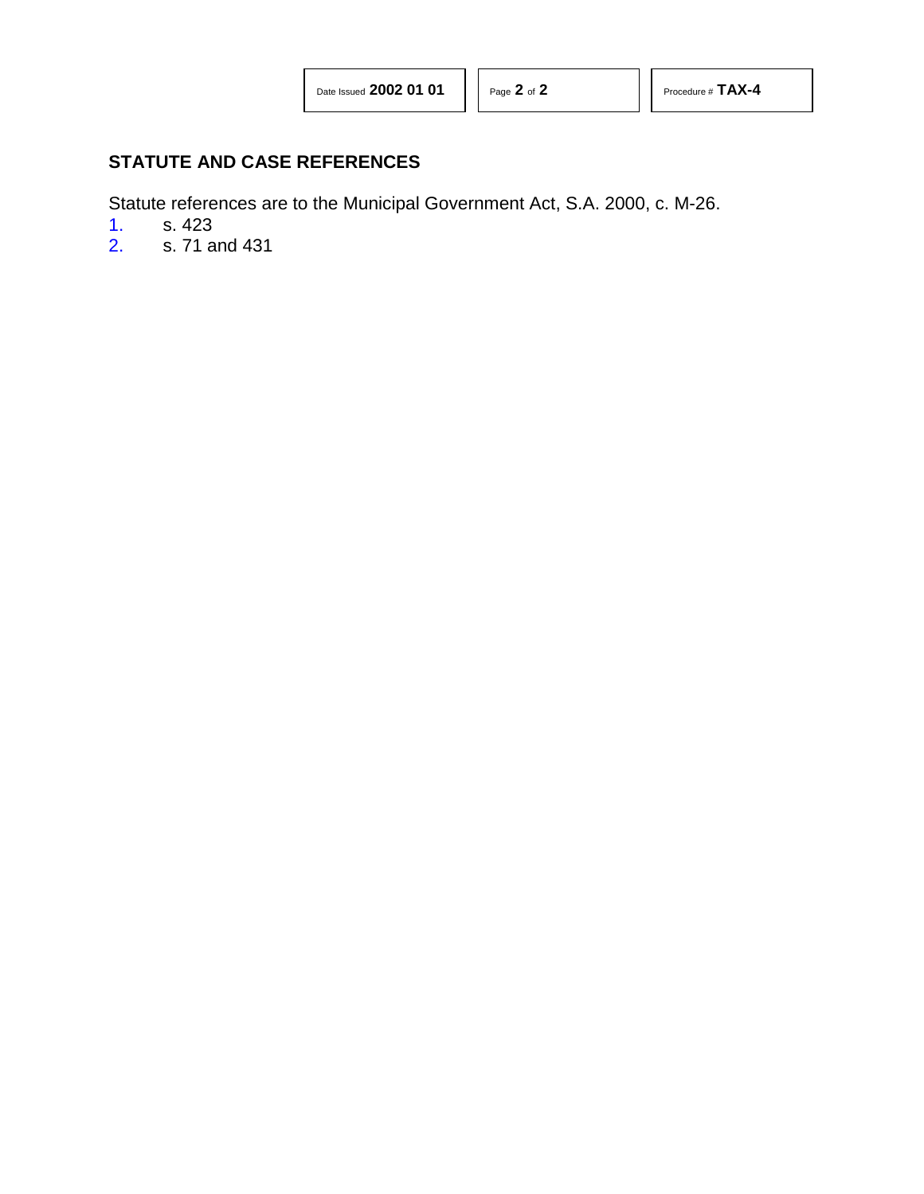## STATUTE AND CASE REFERENCES

Statute references are to the Municipal Government Act, S.A. 2000, c. M-26.

1. s. 423
2. s. 71 and 431